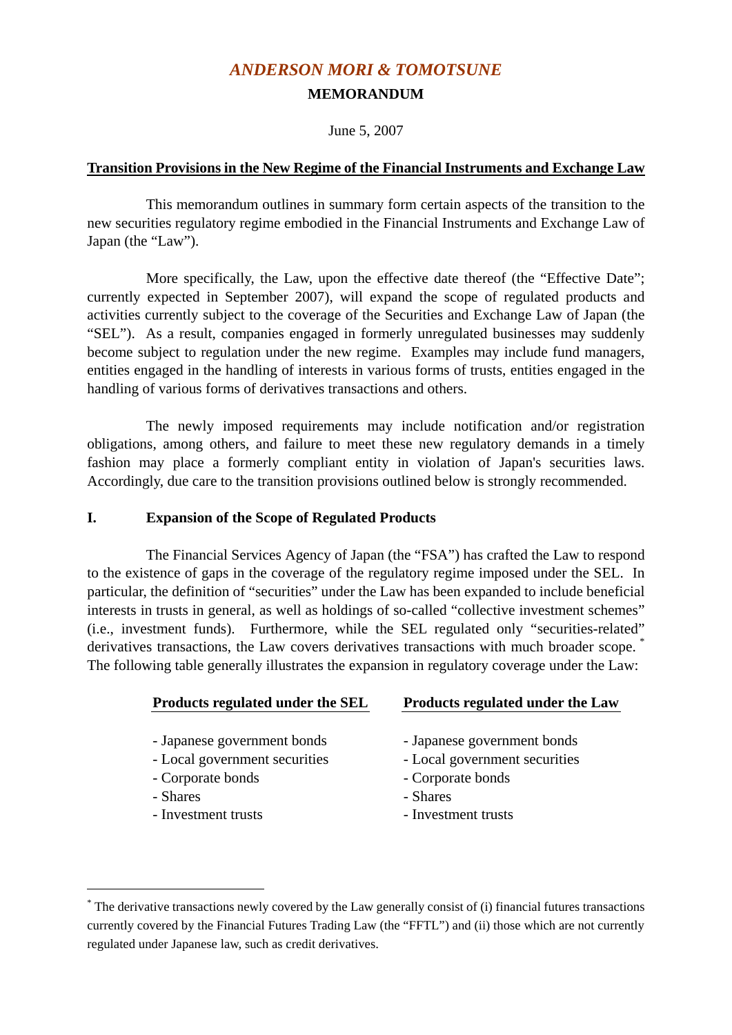# *ANDERSON MORI & TOMOTSUNE*

**MEMORANDUM**

June 5, 2007

**<u>Transition Provisions in the New Regime of the Financial Instruments and Exchange Law</u>**

This memorandum outlines in summary form certain aspects of the transition to the new securities regulatory regime embodied in the Financial Instruments and Exchange Law of Japan (the "Law").

More specifically, the Law, upon the effective date thereof (the "Effective Date"; currently expected in September 2007), will expand the scope of regulated products and activities currently subject to the coverage of the Securities and Exchange Law of Japan (the "SEL"). As a result, companies engaged in formerly unregulated businesses may suddenly become subject to regulation under the new regime. Examples may include fund managers, entities engaged in the handling of interests in various forms of trusts, entities engaged in the handling of various forms of derivatives transactions and others.

The newly imposed requirements may include notification and/or registration obligations, among others, and failure to meet these new regulatory demands in a timely fashion may place a formerly compliant entity in violation of Japan's securities laws. Accordingly, due care to the transition provisions outlined below is strongly recommended.

## I. Expansion of the Scope of Regulated Products

The Financial Services Agency of Japan (the "FSA") has crafted the Law to respond to the existence of gaps in the coverage of the regulatory regime imposed under the SEL. In particular, the definition of "securities" under the Law has been expanded to include beneficial interests in trusts in general, as well as holdings of so-called "collective investment schemes" (i.e., investment funds). Furthermore, while the SEL regulated only "securities-related" derivatives transactions, the Law covers derivatives transactions with much broader scope. [*] The following table generally illustrates the expansion in regulatory coverage under the Law:

| Products regulated under the SEL | Products regulated under the Law |
|---|---|
| - Japanese government bonds | - Japanese government bonds |
| - Local government securities | - Local government securities |
| - Corporate bonds | - Corporate bonds |
| - Shares | - Shares |
| - Investment trusts | - Investment trusts |

---

[*] The derivative transactions newly covered by the Law generally consist of (i) financial futures transactions currently covered by the Financial Futures Trading Law (the "FFTL") and (ii) those which are not currently regulated under Japanese law, such as credit derivatives.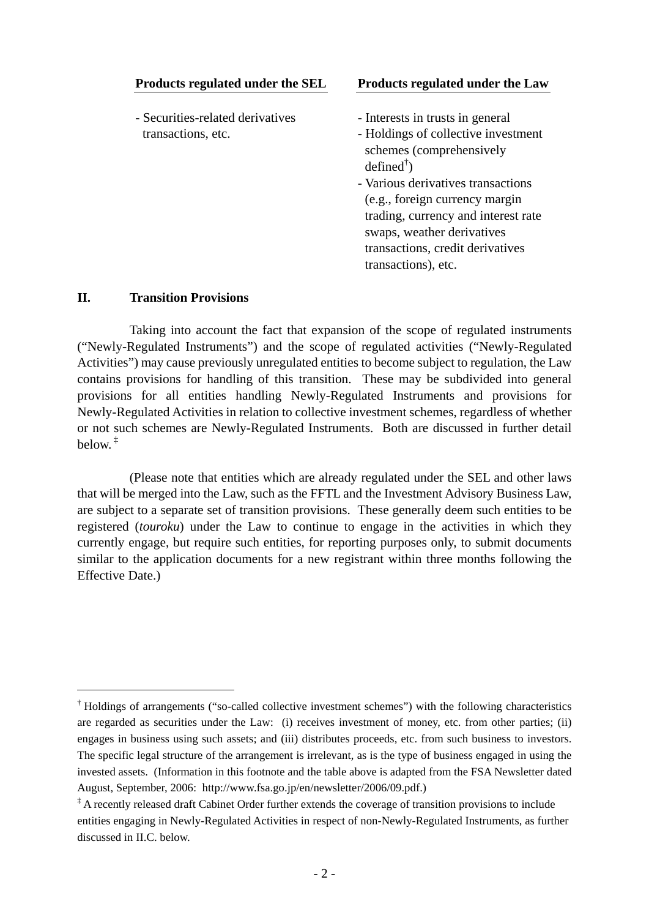| Products regulated under the SEL | Products regulated under the Law |
|---|---|
| - Securities-related derivatives transactions, etc. | - Interests in trusts in general<br>- Holdings of collective investment schemes (comprehensively defined[†])<br>- Various derivatives transactions (e.g., foreign currency margin trading, currency and interest rate swaps, weather derivatives transactions, credit derivatives transactions), etc. |

## II. Transition Provisions

Taking into account the fact that expansion of the scope of regulated instruments ("Newly-Regulated Instruments") and the scope of regulated activities ("Newly-Regulated Activities") may cause previously unregulated entities to become subject to regulation, the Law contains provisions for handling of this transition. These may be subdivided into general provisions for all entities handling Newly-Regulated Instruments and provisions for Newly-Regulated Activities in relation to collective investment schemes, regardless of whether or not such schemes are Newly-Regulated Instruments. Both are discussed in further detail below.[‡]

(Please note that entities which are already regulated under the SEL and other laws that will be merged into the Law, such as the FFTL and the Investment Advisory Business Law, are subject to a separate set of transition provisions. These generally deem such entities to be registered (*touroku*) under the Law to continue to engage in the activities in which they currently engage, but require such entities, for reporting purposes only, to submit documents similar to the application documents for a new registrant within three months following the Effective Date.)

---

[†] Holdings of arrangements ("so-called collective investment schemes") with the following characteristics are regarded as securities under the Law: (i) receives investment of money, etc. from other parties; (ii) engages in business using such assets; and (iii) distributes proceeds, etc. from such business to investors. The specific legal structure of the arrangement is irrelevant, as is the type of business engaged in using the invested assets. (Information in this footnote and the table above is adapted from the FSA Newsletter dated August, September, 2006: http://www.fsa.go.jp/en/newsletter/2006/09.pdf.)

[‡] A recently released draft Cabinet Order further extends the coverage of transition provisions to include entities engaging in Newly-Regulated Activities in respect of non-Newly-Regulated Instruments, as further discussed in II.C. below.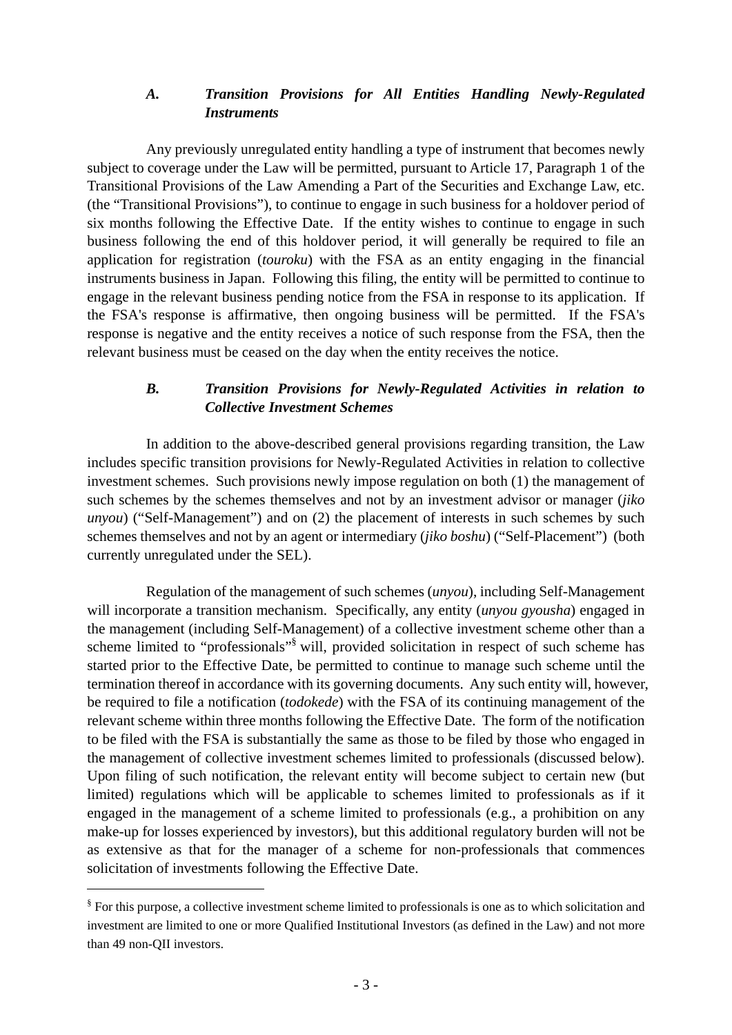### *A. Transition Provisions for All Entities Handling Newly-Regulated Instruments*

Any previously unregulated entity handling a type of instrument that becomes newly subject to coverage under the Law will be permitted, pursuant to Article 17, Paragraph 1 of the Transitional Provisions of the Law Amending a Part of the Securities and Exchange Law, etc. (the "Transitional Provisions"), to continue to engage in such business for a holdover period of six months following the Effective Date. If the entity wishes to continue to engage in such business following the end of this holdover period, it will generally be required to file an application for registration (*touroku*) with the FSA as an entity engaging in the financial instruments business in Japan. Following this filing, the entity will be permitted to continue to engage in the relevant business pending notice from the FSA in response to its application. If the FSA's response is affirmative, then ongoing business will be permitted. If the FSA's response is negative and the entity receives a notice of such response from the FSA, then the relevant business must be ceased on the day when the entity receives the notice.

### *B. Transition Provisions for Newly-Regulated Activities in relation to Collective Investment Schemes*

In addition to the above-described general provisions regarding transition, the Law includes specific transition provisions for Newly-Regulated Activities in relation to collective investment schemes. Such provisions newly impose regulation on both (1) the management of such schemes by the schemes themselves and not by an investment advisor or manager (*jiko unyou*) ("Self-Management") and on (2) the placement of interests in such schemes by such schemes themselves and not by an agent or intermediary (*jiko boshu*) ("Self-Placement") (both currently unregulated under the SEL).

Regulation of the management of such schemes (*unyou*), including Self-Management will incorporate a transition mechanism. Specifically, any entity (*unyou gyousha*) engaged in the management (including Self-Management) of a collective investment scheme other than a scheme limited to "professionals"[§] will, provided solicitation in respect of such scheme has started prior to the Effective Date, be permitted to continue to manage such scheme until the termination thereof in accordance with its governing documents. Any such entity will, however, be required to file a notification (*todokede*) with the FSA of its continuing management of the relevant scheme within three months following the Effective Date. The form of the notification to be filed with the FSA is substantially the same as those to be filed by those who engaged in the management of collective investment schemes limited to professionals (discussed below). Upon filing of such notification, the relevant entity will become subject to certain new (but limited) regulations which will be applicable to schemes limited to professionals as if it engaged in the management of a scheme limited to professionals (e.g., a prohibition on any make-up for losses experienced by investors), but this additional regulatory burden will not be as extensive as that for the manager of a scheme for non-professionals that commences solicitation of investments following the Effective Date.

---

[§] For this purpose, a collective investment scheme limited to professionals is one as to which solicitation and investment are limited to one or more Qualified Institutional Investors (as defined in the Law) and not more than 49 non-QII investors.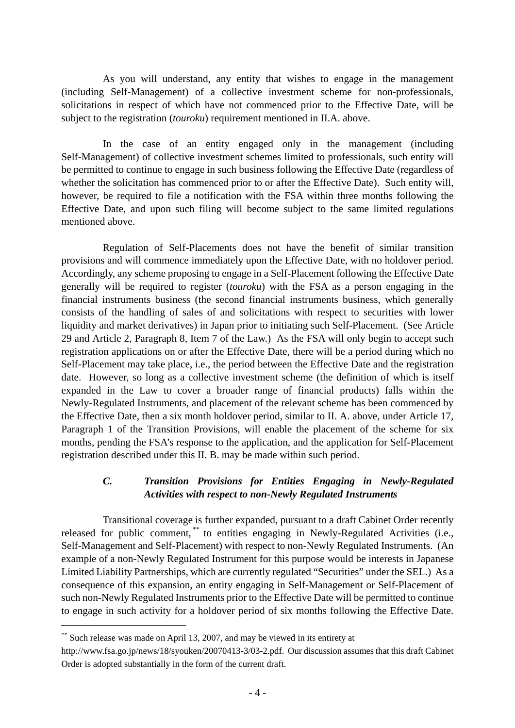As you will understand, any entity that wishes to engage in the management (including Self-Management) of a collective investment scheme for non-professionals, solicitations in respect of which have not commenced prior to the Effective Date, will be subject to the registration (*touroku*) requirement mentioned in II.A. above.

In the case of an entity engaged only in the management (including Self-Management) of collective investment schemes limited to professionals, such entity will be permitted to continue to engage in such business following the Effective Date (regardless of whether the solicitation has commenced prior to or after the Effective Date). Such entity will, however, be required to file a notification with the FSA within three months following the Effective Date, and upon such filing will become subject to the same limited regulations mentioned above.

Regulation of Self-Placements does not have the benefit of similar transition provisions and will commence immediately upon the Effective Date, with no holdover period. Accordingly, any scheme proposing to engage in a Self-Placement following the Effective Date generally will be required to register (*touroku*) with the FSA as a person engaging in the financial instruments business (the second financial instruments business, which generally consists of the handling of sales of and solicitations with respect to securities with lower liquidity and market derivatives) in Japan prior to initiating such Self-Placement. (See Article 29 and Article 2, Paragraph 8, Item 7 of the Law.) As the FSA will only begin to accept such registration applications on or after the Effective Date, there will be a period during which no Self-Placement may take place, i.e., the period between the Effective Date and the registration date. However, so long as a collective investment scheme (the definition of which is itself expanded in the Law to cover a broader range of financial products) falls within the Newly-Regulated Instruments, and placement of the relevant scheme has been commenced by the Effective Date, then a six month holdover period, similar to II. A. above, under Article 17, Paragraph 1 of the Transition Provisions, will enable the placement of the scheme for six months, pending the FSA's response to the application, and the application for Self-Placement registration described under this II. B. may be made within such period.

### *C. Transition Provisions for Entities Engaging in Newly-Regulated Activities with respect to non-Newly Regulated Instruments*

Transitional coverage is further expanded, pursuant to a draft Cabinet Order recently released for public comment,[**] to entities engaging in Newly-Regulated Activities (i.e., Self-Management and Self-Placement) with respect to non-Newly Regulated Instruments. (An example of a non-Newly Regulated Instrument for this purpose would be interests in Japanese Limited Liability Partnerships, which are currently regulated "Securities" under the SEL.) As a consequence of this expansion, an entity engaging in Self-Management or Self-Placement of such non-Newly Regulated Instruments prior to the Effective Date will be permitted to continue to engage in such activity for a holdover period of six months following the Effective Date.

---

[**] Such release was made on April 13, 2007, and may be viewed in its entirety at http://www.fsa.go.jp/news/18/syouken/20070413-3/03-2.pdf. Our discussion assumes that this draft Cabinet Order is adopted substantially in the form of the current draft.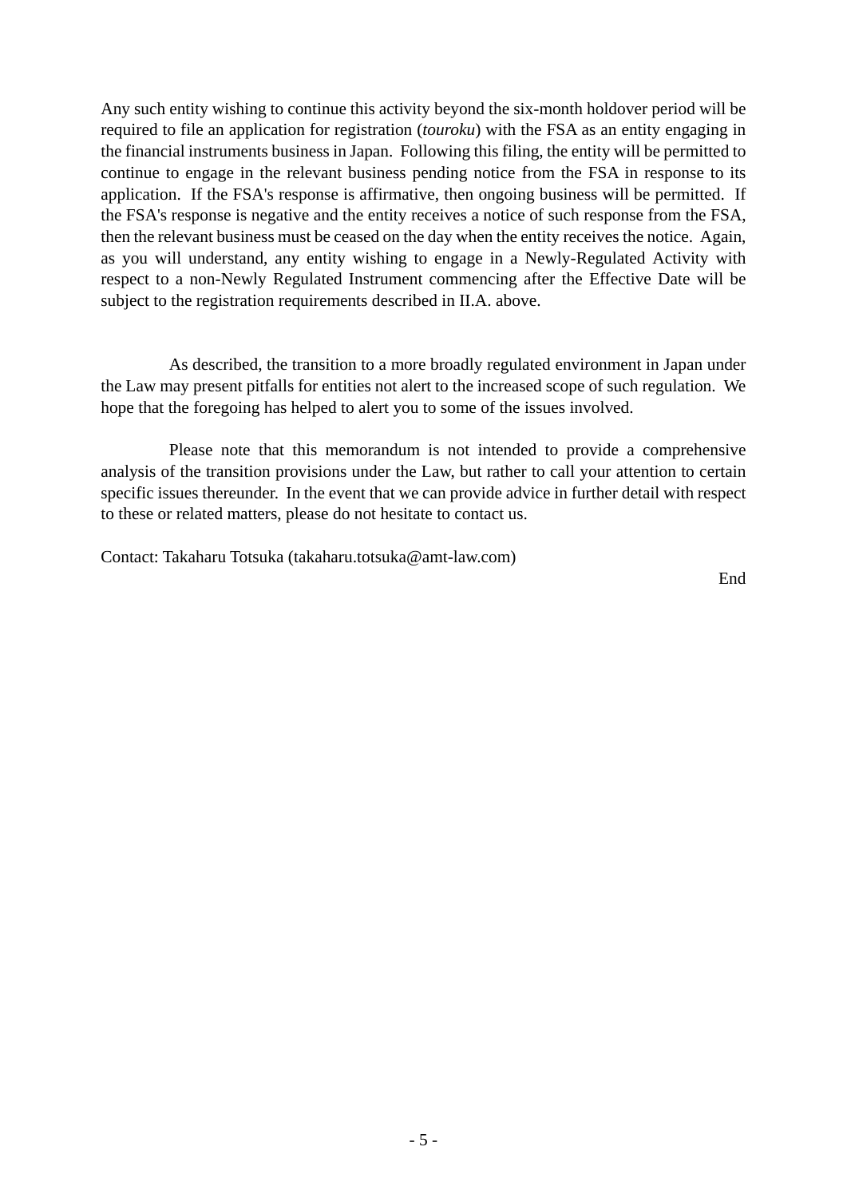Any such entity wishing to continue this activity beyond the six-month holdover period will be required to file an application for registration (*touroku*) with the FSA as an entity engaging in the financial instruments business in Japan. Following this filing, the entity will be permitted to continue to engage in the relevant business pending notice from the FSA in response to its application. If the FSA's response is affirmative, then ongoing business will be permitted. If the FSA's response is negative and the entity receives a notice of such response from the FSA, then the relevant business must be ceased on the day when the entity receives the notice. Again, as you will understand, any entity wishing to engage in a Newly-Regulated Activity with respect to a non-Newly Regulated Instrument commencing after the Effective Date will be subject to the registration requirements described in II.A. above.

As described, the transition to a more broadly regulated environment in Japan under the Law may present pitfalls for entities not alert to the increased scope of such regulation. We hope that the foregoing has helped to alert you to some of the issues involved.

Please note that this memorandum is not intended to provide a comprehensive analysis of the transition provisions under the Law, but rather to call your attention to certain specific issues thereunder. In the event that we can provide advice in further detail with respect to these or related matters, please do not hesitate to contact us.

Contact: Takaharu Totsuka (takaharu.totsuka@amt-law.com)

End